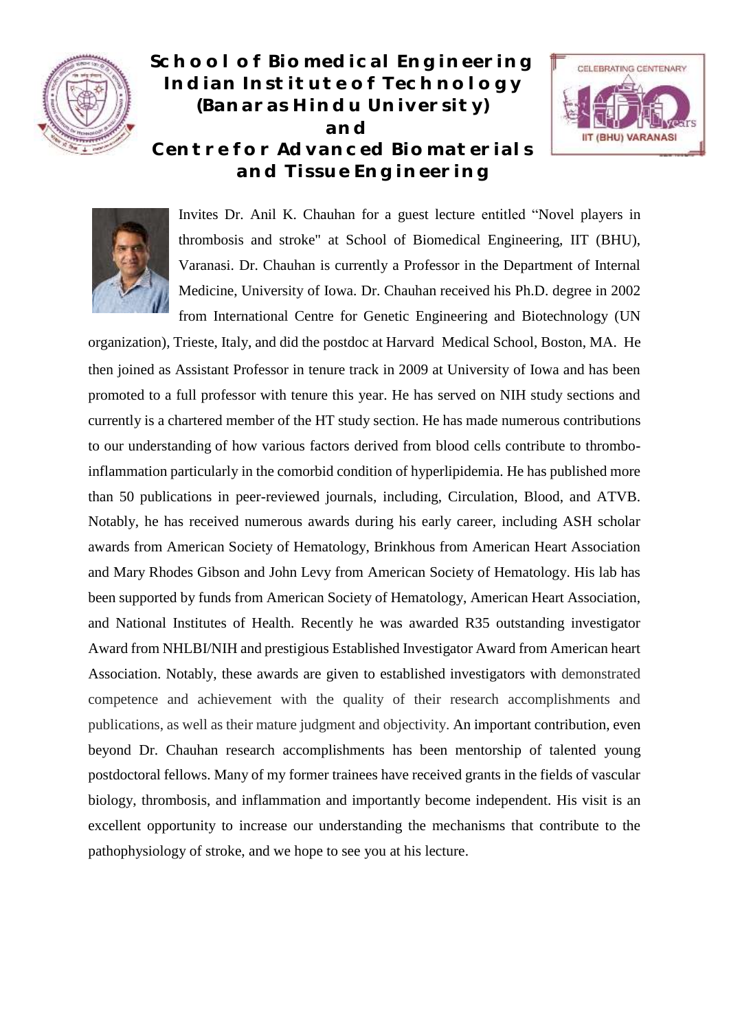# School of Biomedical Engineering
# Indian Institute of Technology
# (Banaras Hindu University)
# and
# Centre for Advanced Biomaterials and Tissue Engineering

Invites Dr. Anil K. Chauhan for a guest lecture entitled "Novel players in thrombosis and stroke" at School of Biomedical Engineering, IIT (BHU), Varanasi. Dr. Chauhan is currently a Professor in the Department of Internal Medicine, University of Iowa. Dr. Chauhan received his Ph.D. degree in 2002 from International Centre for Genetic Engineering and Biotechnology (UN organization), Trieste, Italy, and did the postdoc at Harvard Medical School, Boston, MA. He then joined as Assistant Professor in tenure track in 2009 at University of Iowa and has been promoted to a full professor with tenure this year. He has served on NIH study sections and currently is a chartered member of the HT study section. He has made numerous contributions to our understanding of how various factors derived from blood cells contribute to thrombo-inflammation particularly in the comorbid condition of hyperlipidemia. He has published more than 50 publications in peer-reviewed journals, including, Circulation, Blood, and ATVB. Notably, he has received numerous awards during his early career, including ASH scholar awards from American Society of Hematology, Brinkhous from American Heart Association and Mary Rhodes Gibson and John Levy from American Society of Hematology. His lab has been supported by funds from American Society of Hematology, American Heart Association, and National Institutes of Health. Recently he was awarded R35 outstanding investigator Award from NHLBI/NIH and prestigious Established Investigator Award from American heart Association. Notably, these awards are given to established investigators with demonstrated competence and achievement with the quality of their research accomplishments and publications, as well as their mature judgment and objectivity. An important contribution, even beyond Dr. Chauhan research accomplishments has been mentorship of talented young postdoctoral fellows. Many of my former trainees have received grants in the fields of vascular biology, thrombosis, and inflammation and importantly become independent. His visit is an excellent opportunity to increase our understanding the mechanisms that contribute to the pathophysiology of stroke, and we hope to see you at his lecture.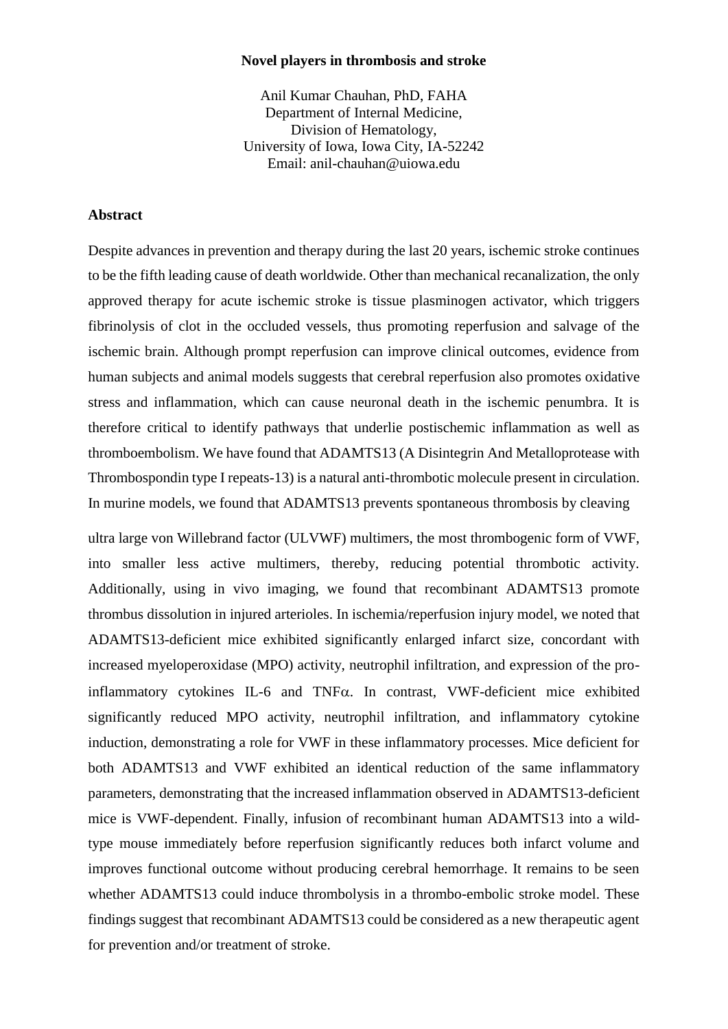**Novel players in thrombosis and stroke**

Anil Kumar Chauhan, PhD, FAHA
Department of Internal Medicine,
Division of Hematology,
University of Iowa, Iowa City, IA-52242
Email: anil-chauhan@uiowa.edu

## Abstract

Despite advances in prevention and therapy during the last 20 years, ischemic stroke continues to be the fifth leading cause of death worldwide. Other than mechanical recanalization, the only approved therapy for acute ischemic stroke is tissue plasminogen activator, which triggers fibrinolysis of clot in the occluded vessels, thus promoting reperfusion and salvage of the ischemic brain. Although prompt reperfusion can improve clinical outcomes, evidence from human subjects and animal models suggests that cerebral reperfusion also promotes oxidative stress and inflammation, which can cause neuronal death in the ischemic penumbra. It is therefore critical to identify pathways that underlie postischemic inflammation as well as thromboembolism. We have found that ADAMTS13 (A Disintegrin And Metalloprotease with Thrombospondin type I repeats-13) is a natural anti-thrombotic molecule present in circulation. In murine models, we found that ADAMTS13 prevents spontaneous thrombosis by cleaving ultra large von Willebrand factor (ULVWF) multimers, the most thrombogenic form of VWF, into smaller less active multimers, thereby, reducing potential thrombotic activity. Additionally, using in vivo imaging, we found that recombinant ADAMTS13 promote thrombus dissolution in injured arterioles. In ischemia/reperfusion injury model, we noted that ADAMTS13-deficient mice exhibited significantly enlarged infarct size, concordant with increased myeloperoxidase (MPO) activity, neutrophil infiltration, and expression of the pro-inflammatory cytokines IL-6 and TNF$\alpha$. In contrast, VWF-deficient mice exhibited significantly reduced MPO activity, neutrophil infiltration, and inflammatory cytokine induction, demonstrating a role for VWF in these inflammatory processes. Mice deficient for both ADAMTS13 and VWF exhibited an identical reduction of the same inflammatory parameters, demonstrating that the increased inflammation observed in ADAMTS13-deficient mice is VWF-dependent. Finally, infusion of recombinant human ADAMTS13 into a wild-type mouse immediately before reperfusion significantly reduces both infarct volume and improves functional outcome without producing cerebral hemorrhage. It remains to be seen whether ADAMTS13 could induce thrombolysis in a thrombo-embolic stroke model. These findings suggest that recombinant ADAMTS13 could be considered as a new therapeutic agent for prevention and/or treatment of stroke.